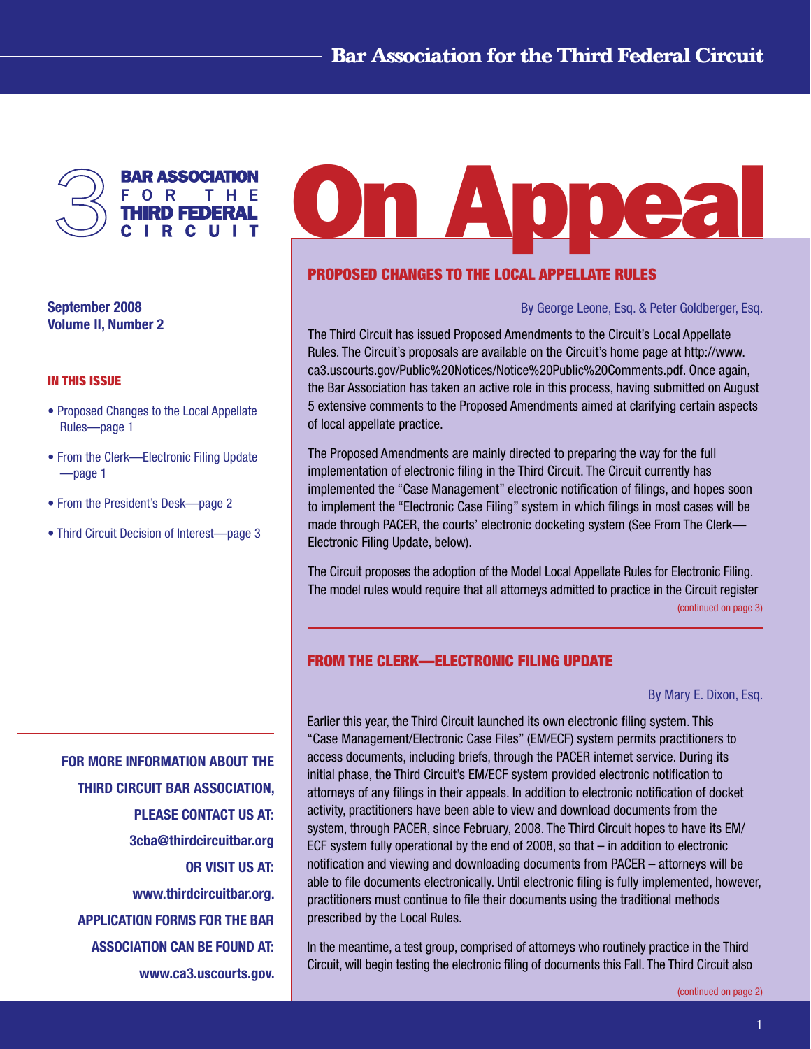# On Appeal

**BAR ASSOCIATION FOR THE THIRD FEDERAL CIRCUIT**

**September 2008**
**Volume II, Number 2**

**IN THIS ISSUE**

- Proposed Changes to the Local Appellate Rules—page 1
- From the Clerk—Electronic Filing Update—page 1
- From the President's Desk—page 2
- Third Circuit Decision of Interest—page 3

## PROPOSED CHANGES TO THE LOCAL APPELLATE RULES

By George Leone, Esq. & Peter Goldberger, Esq.

The Third Circuit has issued Proposed Amendments to the Circuit's Local Appellate Rules. The Circuit's proposals are available on the Circuit's home page at http://www.ca3.uscourts.gov/Public%20Notices/Notice%20Public%20Comments.pdf. Once again, the Bar Association has taken an active role in this process, having submitted on August 5 extensive comments to the Proposed Amendments aimed at clarifying certain aspects of local appellate practice.

The Proposed Amendments are mainly directed to preparing the way for the full implementation of electronic filing in the Third Circuit. The Circuit currently has implemented the "Case Management" electronic notification of filings, and hopes soon to implement the "Electronic Case Filing" system in which filings in most cases will be made through PACER, the courts' electronic docketing system (See From The Clerk—Electronic Filing Update, below).

The Circuit proposes the adoption of the Model Local Appellate Rules for Electronic Filing. The model rules would require that all attorneys admitted to practice in the Circuit register

(continued on page 3)

## FROM THE CLERK—ELECTRONIC FILING UPDATE

By Mary E. Dixon, Esq.

Earlier this year, the Third Circuit launched its own electronic filing system. This "Case Management/Electronic Case Files" (EM/ECF) system permits practitioners to access documents, including briefs, through the PACER internet service. During its initial phase, the Third Circuit's EM/ECF system provided electronic notification to attorneys of any filings in their appeals. In addition to electronic notification of docket activity, practitioners have been able to view and download documents from the system, through PACER, since February, 2008. The Third Circuit hopes to have its EM/ECF system fully operational by the end of 2008, so that – in addition to electronic notification and viewing and downloading documents from PACER – attorneys will be able to file documents electronically. Until electronic filing is fully implemented, however, practitioners must continue to file their documents using the traditional methods prescribed by the Local Rules.

In the meantime, a test group, comprised of attorneys who routinely practice in the Third Circuit, will begin testing the electronic filing of documents this Fall. The Third Circuit also

(continued on page 2)

**FOR MORE INFORMATION ABOUT THE THIRD CIRCUIT BAR ASSOCIATION, PLEASE CONTACT US AT: 3cba@thirdcircuitbar.org OR VISIT US AT: www.thirdcircuitbar.org. APPLICATION FORMS FOR THE BAR ASSOCIATION CAN BE FOUND AT: www.ca3.uscourts.gov.**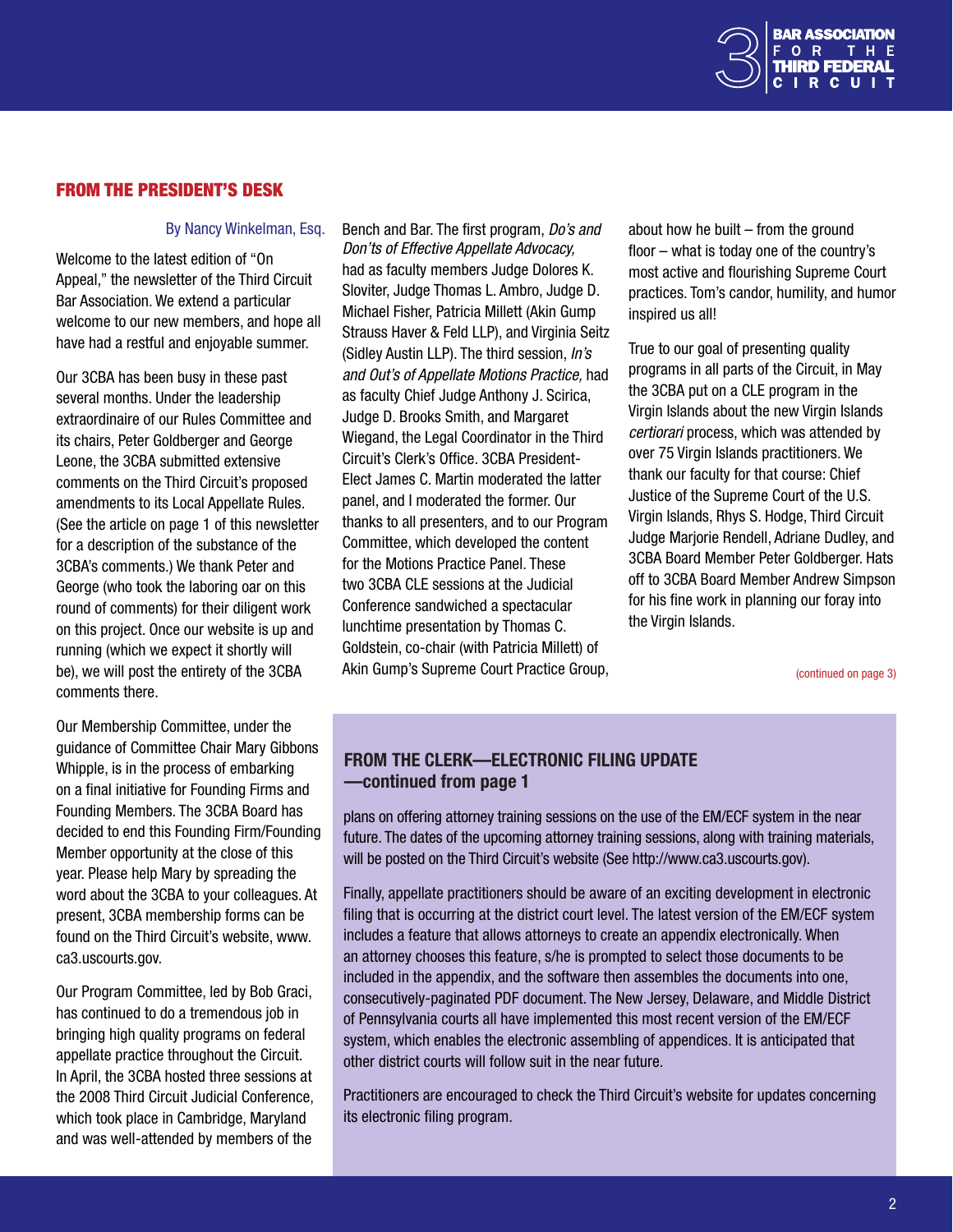## FROM THE PRESIDENT'S DESK

By Nancy Winkelman, Esq.

Welcome to the latest edition of "On Appeal," the newsletter of the Third Circuit Bar Association. We extend a particular welcome to our new members, and hope all have had a restful and enjoyable summer.

Our 3CBA has been busy in these past several months. Under the leadership extraordinaire of our Rules Committee and its chairs, Peter Goldberger and George Leone, the 3CBA submitted extensive comments on the Third Circuit's proposed amendments to its Local Appellate Rules. (See the article on page 1 of this newsletter for a description of the substance of the 3CBA's comments.) We thank Peter and George (who took the laboring oar on this round of comments) for their diligent work on this project. Once our website is up and running (which we expect it shortly will be), we will post the entirety of the 3CBA comments there.

Our Membership Committee, under the guidance of Committee Chair Mary Gibbons Whipple, is in the process of embarking on a final initiative for Founding Firms and Founding Members. The 3CBA Board has decided to end this Founding Firm/Founding Member opportunity at the close of this year. Please help Mary by spreading the word about the 3CBA to your colleagues. At present, 3CBA membership forms can be found on the Third Circuit's website, www.ca3.uscourts.gov.

Our Program Committee, led by Bob Graci, has continued to do a tremendous job in bringing high quality programs on federal appellate practice throughout the Circuit. In April, the 3CBA hosted three sessions at the 2008 Third Circuit Judicial Conference, which took place in Cambridge, Maryland and was well-attended by members of the Bench and Bar. The first program, *Do's and Don'ts of Effective Appellate Advocacy,* had as faculty members Judge Dolores K. Sloviter, Judge Thomas L. Ambro, Judge D. Michael Fisher, Patricia Millett (Akin Gump Strauss Haver & Feld LLP), and Virginia Seitz (Sidley Austin LLP). The third session, *In's and Out's of Appellate Motions Practice,* had as faculty Chief Judge Anthony J. Scirica, Judge D. Brooks Smith, and Margaret Wiegand, the Legal Coordinator in the Third Circuit's Clerk's Office. 3CBA President-Elect James C. Martin moderated the latter panel, and I moderated the former. Our thanks to all presenters, and to our Program Committee, which developed the content for the Motions Practice Panel. These two 3CBA CLE sessions at the Judicial Conference sandwiched a spectacular lunchtime presentation by Thomas C. Goldstein, co-chair (with Patricia Millett) of Akin Gump's Supreme Court Practice Group, about how he built – from the ground floor – what is today one of the country's most active and flourishing Supreme Court practices. Tom's candor, humility, and humor inspired us all!

True to our goal of presenting quality programs in all parts of the Circuit, in May the 3CBA put on a CLE program in the Virgin Islands about the new Virgin Islands *certiorari* process, which was attended by over 75 Virgin Islands practitioners. We thank our faculty for that course: Chief Justice of the Supreme Court of the U.S. Virgin Islands, Rhys S. Hodge, Third Circuit Judge Marjorie Rendell, Adriane Dudley, and 3CBA Board Member Peter Goldberger. Hats off to 3CBA Board Member Andrew Simpson for his fine work in planning our foray into the Virgin Islands.

(continued on page 3)

## FROM THE CLERK—ELECTRONIC FILING UPDATE —continued from page 1

plans on offering attorney training sessions on the use of the EM/ECF system in the near future. The dates of the upcoming attorney training sessions, along with training materials, will be posted on the Third Circuit's website (See http://www.ca3.uscourts.gov).

Finally, appellate practitioners should be aware of an exciting development in electronic filing that is occurring at the district court level. The latest version of the EM/ECF system includes a feature that allows attorneys to create an appendix electronically. When an attorney chooses this feature, s/he is prompted to select those documents to be included in the appendix, and the software then assembles the documents into one, consecutively-paginated PDF document. The New Jersey, Delaware, and Middle District of Pennsylvania courts all have implemented this most recent version of the EM/ECF system, which enables the electronic assembling of appendices. It is anticipated that other district courts will follow suit in the near future.

Practitioners are encouraged to check the Third Circuit's website for updates concerning its electronic filing program.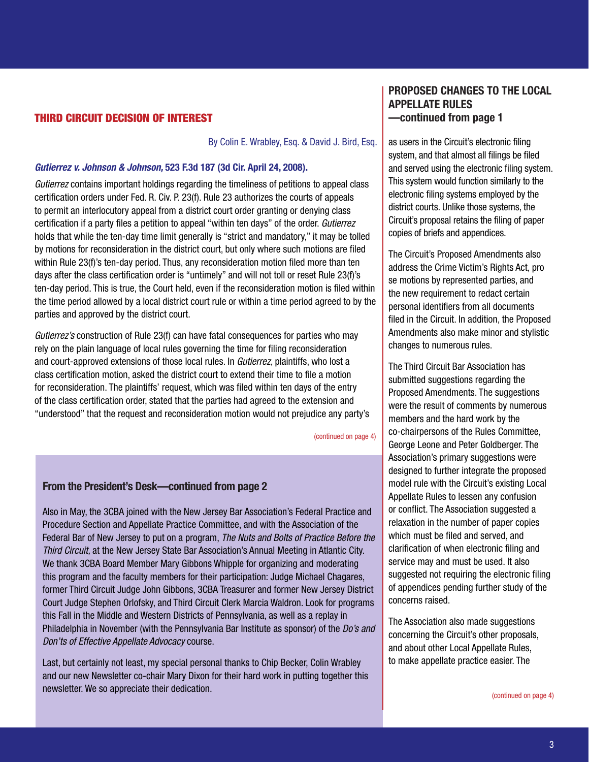## THIRD CIRCUIT DECISION OF INTEREST

By Colin E. Wrabley, Esq. & David J. Bird, Esq.

***Gutierrez v. Johnson & Johnson,* 523 F.3d 187 (3d Cir. April 24, 2008).**

*Gutierrez* contains important holdings regarding the timeliness of petitions to appeal class certification orders under Fed. R. Civ. P. 23(f). Rule 23 authorizes the courts of appeals to permit an interlocutory appeal from a district court order granting or denying class certification if a party files a petition to appeal "within ten days" of the order. *Gutierrez* holds that while the ten-day time limit generally is "strict and mandatory," it may be tolled by motions for reconsideration in the district court, but only where such motions are filed within Rule 23(f)'s ten-day period. Thus, any reconsideration motion filed more than ten days after the class certification order is "untimely" and will not toll or reset Rule 23(f)'s ten-day period. This is true, the Court held, even if the reconsideration motion is filed within the time period allowed by a local district court rule or within a time period agreed to by the parties and approved by the district court.

*Gutierrez's* construction of Rule 23(f) can have fatal consequences for parties who may rely on the plain language of local rules governing the time for filing reconsideration and court-approved extensions of those local rules. In *Gutierrez*, plaintiffs, who lost a class certification motion, asked the district court to extend their time to file a motion for reconsideration. The plaintiffs' request, which was filed within ten days of the entry of the class certification order, stated that the parties had agreed to the extension and "understood" that the request and reconsideration motion would not prejudice any party's

(continued on page 4)

### From the President's Desk—continued from page 2

Also in May, the 3CBA joined with the New Jersey Bar Association's Federal Practice and Procedure Section and Appellate Practice Committee, and with the Association of the Federal Bar of New Jersey to put on a program, *The Nuts and Bolts of Practice Before the Third Circuit,* at the New Jersey State Bar Association's Annual Meeting in Atlantic City. We thank 3CBA Board Member Mary Gibbons Whipple for organizing and moderating this program and the faculty members for their participation: Judge Michael Chagares, former Third Circuit Judge John Gibbons, 3CBA Treasurer and former New Jersey District Court Judge Stephen Orlofsky, and Third Circuit Clerk Marcia Waldron. Look for programs this Fall in the Middle and Western Districts of Pennsylvania, as well as a replay in Philadelphia in November (with the Pennsylvania Bar Institute as sponsor) of the *Do's and Don'ts of Effective Appellate Advocacy* course.

Last, but certainly not least, my special personal thanks to Chip Becker, Colin Wrabley and our new Newsletter co-chair Mary Dixon for their hard work in putting together this newsletter. We so appreciate their dedication.

## PROPOSED CHANGES TO THE LOCAL APPELLATE RULES —continued from page 1

as users in the Circuit's electronic filing system, and that almost all filings be filed and served using the electronic filing system. This system would function similarly to the electronic filing systems employed by the district courts. Unlike those systems, the Circuit's proposal retains the filing of paper copies of briefs and appendices.

The Circuit's Proposed Amendments also address the Crime Victim's Rights Act, pro se motions by represented parties, and the new requirement to redact certain personal identifiers from all documents filed in the Circuit. In addition, the Proposed Amendments also make minor and stylistic changes to numerous rules.

The Third Circuit Bar Association has submitted suggestions regarding the Proposed Amendments. The suggestions were the result of comments by numerous members and the hard work by the co-chairpersons of the Rules Committee, George Leone and Peter Goldberger. The Association's primary suggestions were designed to further integrate the proposed model rule with the Circuit's existing Local Appellate Rules to lessen any confusion or conflict. The Association suggested a relaxation in the number of paper copies which must be filed and served, and clarification of when electronic filing and service may and must be used. It also suggested not requiring the electronic filing of appendices pending further study of the concerns raised.

The Association also made suggestions concerning the Circuit's other proposals, and about other Local Appellate Rules, to make appellate practice easier. The

(continued on page 4)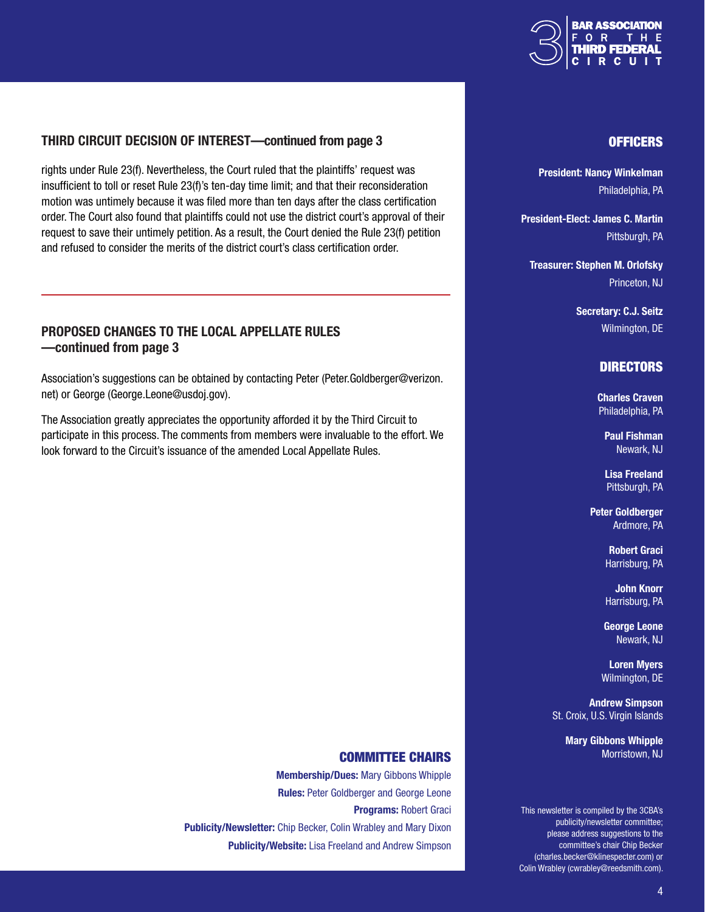## THIRD CIRCUIT DECISION OF INTEREST—continued from page 3

rights under Rule 23(f). Nevertheless, the Court ruled that the plaintiffs' request was insufficient to toll or reset Rule 23(f)'s ten-day time limit; and that their reconsideration motion was untimely because it was filed more than ten days after the class certification order. The Court also found that plaintiffs could not use the district court's approval of their request to save their untimely petition. As a result, the Court denied the Rule 23(f) petition and refused to consider the merits of the district court's class certification order.

---

## PROPOSED CHANGES TO THE LOCAL APPELLATE RULES —continued from page 3

Association's suggestions can be obtained by contacting Peter (Peter.Goldberger@verizon.net) or George (George.Leone@usdoj.gov).

The Association greatly appreciates the opportunity afforded it by the Third Circuit to participate in this process. The comments from members were invaluable to the effort. We look forward to the Circuit's issuance of the amended Local Appellate Rules.

## COMMITTEE CHAIRS

**Membership/Dues:** Mary Gibbons Whipple

**Rules:** Peter Goldberger and George Leone

**Programs:** Robert Graci

**Publicity/Newsletter:** Chip Becker, Colin Wrabley and Mary Dixon

**Publicity/Website:** Lisa Freeland and Andrew Simpson

BAR ASSOCIATION FOR THE THIRD FEDERAL CIRCUIT

## OFFICERS

**President: Nancy Winkelman**
Philadelphia, PA

**President-Elect: James C. Martin**
Pittsburgh, PA

**Treasurer: Stephen M. Orlofsky**
Princeton, NJ

**Secretary: C.J. Seitz**
Wilmington, DE

## DIRECTORS

**Charles Craven**
Philadelphia, PA

**Paul Fishman**
Newark, NJ

**Lisa Freeland**
Pittsburgh, PA

**Peter Goldberger**
Ardmore, PA

**Robert Graci**
Harrisburg, PA

**John Knorr**
Harrisburg, PA

**George Leone**
Newark, NJ

**Loren Myers**
Wilmington, DE

**Andrew Simpson**
St. Croix, U.S. Virgin Islands

**Mary Gibbons Whipple**
Morristown, NJ

This newsletter is compiled by the 3CBA's publicity/newsletter committee; please address suggestions to the committee's chair Chip Becker (charles.becker@klinespecter.com) or Colin Wrabley (cwrabley@reedsmith.com).